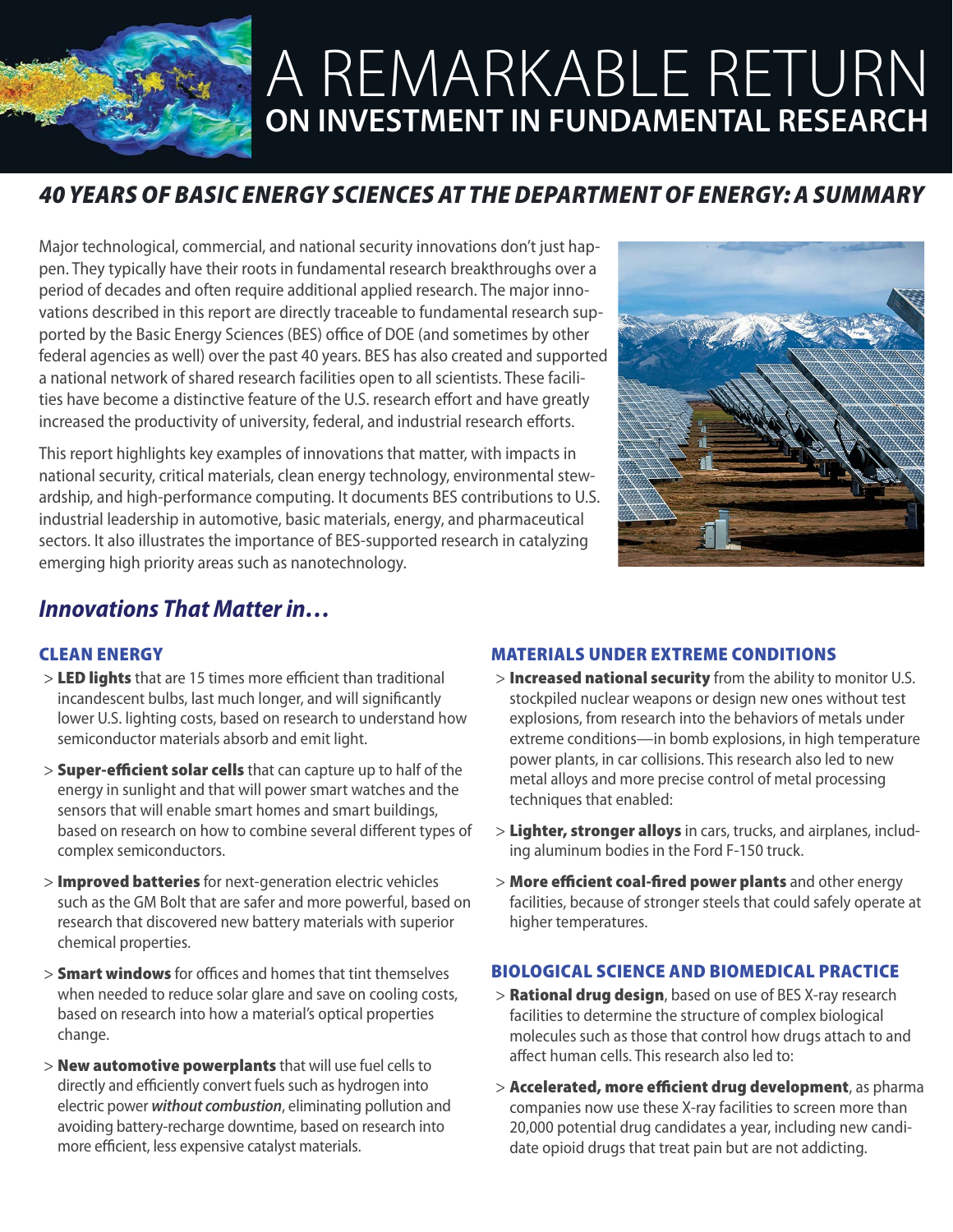# A REMARKABLE RETURN ON INVESTMENT IN FUNDAMENTAL RESEARCH

## *40 YEARS OF BASIC ENERGY SCIENCES AT THE DEPARTMENT OF ENERGY: A SUMMARY*

Major technological, commercial, and national security innovations don't just happen. They typically have their roots in fundamental research breakthroughs over a period of decades and often require additional applied research. The major innovations described in this report are directly traceable to fundamental research supported by the Basic Energy Sciences (BES) office of DOE (and sometimes by other federal agencies as well) over the past 40 years. BES has also created and supported a national network of shared research facilities open to all scientists. These facilities have become a distinctive feature of the U.S. research effort and have greatly increased the productivity of university, federal, and industrial research efforts.

This report highlights key examples of innovations that matter, with impacts in national security, critical materials, clean energy technology, environmental stewardship, and high-performance computing. It documents BES contributions to U.S. industrial leadership in automotive, basic materials, energy, and pharmaceutical sectors. It also illustrates the importance of BES-supported research in catalyzing emerging high priority areas such as nanotechnology.

## *Innovations That Matter in…*

### CLEAN ENERGY

> **LED lights** that are 15 times more efficient than traditional incandescent bulbs, last much longer, and will significantly lower U.S. lighting costs, based on research to understand how semiconductor materials absorb and emit light.

> **Super-efficient solar cells** that can capture up to half of the energy in sunlight and that will power smart watches and the sensors that will enable smart homes and smart buildings, based on research on how to combine several different types of complex semiconductors.

> **Improved batteries** for next-generation electric vehicles such as the GM Bolt that are safer and more powerful, based on research that discovered new battery materials with superior chemical properties.

> **Smart windows** for offices and homes that tint themselves when needed to reduce solar glare and save on cooling costs, based on research into how a material's optical properties change.

> **New automotive powerplants** that will use fuel cells to directly and efficiently convert fuels such as hydrogen into electric power ***without combustion***, eliminating pollution and avoiding battery-recharge downtime, based on research into more efficient, less expensive catalyst materials.

### MATERIALS UNDER EXTREME CONDITIONS

> **Increased national security** from the ability to monitor U.S. stockpiled nuclear weapons or design new ones without test explosions, from research into the behaviors of metals under extreme conditions—in bomb explosions, in high temperature power plants, in car collisions. This research also led to new metal alloys and more precise control of metal processing techniques that enabled:

> **Lighter, stronger alloys** in cars, trucks, and airplanes, including aluminum bodies in the Ford F-150 truck.

> **More efficient coal-fired power plants** and other energy facilities, because of stronger steels that could safely operate at higher temperatures.

### BIOLOGICAL SCIENCE AND BIOMEDICAL PRACTICE

> **Rational drug design**, based on use of BES X-ray research facilities to determine the structure of complex biological molecules such as those that control how drugs attach to and affect human cells. This research also led to:

> **Accelerated, more efficient drug development**, as pharma companies now use these X-ray facilities to screen more than 20,000 potential drug candidates a year, including new candidate opioid drugs that treat pain but are not addicting.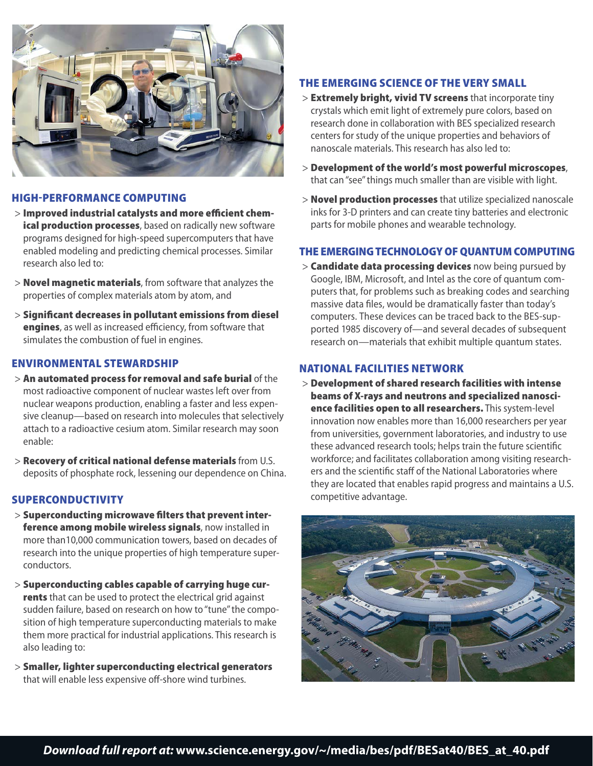## HIGH-PERFORMANCE COMPUTING

> **Improved industrial catalysts and more efficient chemical production processes**, based on radically new software programs designed for high-speed supercomputers that have enabled modeling and predicting chemical processes. Similar research also led to:

> **Novel magnetic materials**, from software that analyzes the properties of complex materials atom by atom, and

> **Significant decreases in pollutant emissions from diesel engines**, as well as increased efficiency, from software that simulates the combustion of fuel in engines.

## ENVIRONMENTAL STEWARDSHIP

> **An automated process for removal and safe burial** of the most radioactive component of nuclear wastes left over from nuclear weapons production, enabling a faster and less expensive cleanup—based on research into molecules that selectively attach to a radioactive cesium atom. Similar research may soon enable:

> **Recovery of critical national defense materials** from U.S. deposits of phosphate rock, lessening our dependence on China.

## SUPERCONDUCTIVITY

> **Superconducting microwave filters that prevent interference among mobile wireless signals**, now installed in more than10,000 communication towers, based on decades of research into the unique properties of high temperature superconductors.

> **Superconducting cables capable of carrying huge currents** that can be used to protect the electrical grid against sudden failure, based on research on how to "tune" the composition of high temperature superconducting materials to make them more practical for industrial applications. This research is also leading to:

> **Smaller, lighter superconducting electrical generators** that will enable less expensive off-shore wind turbines.

## THE EMERGING SCIENCE OF THE VERY SMALL

> **Extremely bright, vivid TV screens** that incorporate tiny crystals which emit light of extremely pure colors, based on research done in collaboration with BES specialized research centers for study of the unique properties and behaviors of nanoscale materials. This research has also led to:

> **Development of the world's most powerful microscopes**, that can "see" things much smaller than are visible with light.

> **Novel production processes** that utilize specialized nanoscale inks for 3-D printers and can create tiny batteries and electronic parts for mobile phones and wearable technology.

## THE EMERGING TECHNOLOGY OF QUANTUM COMPUTING

> **Candidate data processing devices** now being pursued by Google, IBM, Microsoft, and Intel as the core of quantum computers that, for problems such as breaking codes and searching massive data files, would be dramatically faster than today's computers. These devices can be traced back to the BES-supported 1985 discovery of—and several decades of subsequent research on—materials that exhibit multiple quantum states.

## NATIONAL FACILITIES NETWORK

> **Development of shared research facilities with intense beams of X-rays and neutrons and specialized nanoscience facilities open to all researchers.** This system-level innovation now enables more than 16,000 researchers per year from universities, government laboratories, and industry to use these advanced research tools; helps train the future scientific workforce; and facilitates collaboration among visiting researchers and the scientific staff of the National Laboratories where they are located that enables rapid progress and maintains a U.S. competitive advantage.

***Download full report at:*** **www.science.energy.gov/~/media/bes/pdf/BESat40/BES_at_40.pdf**